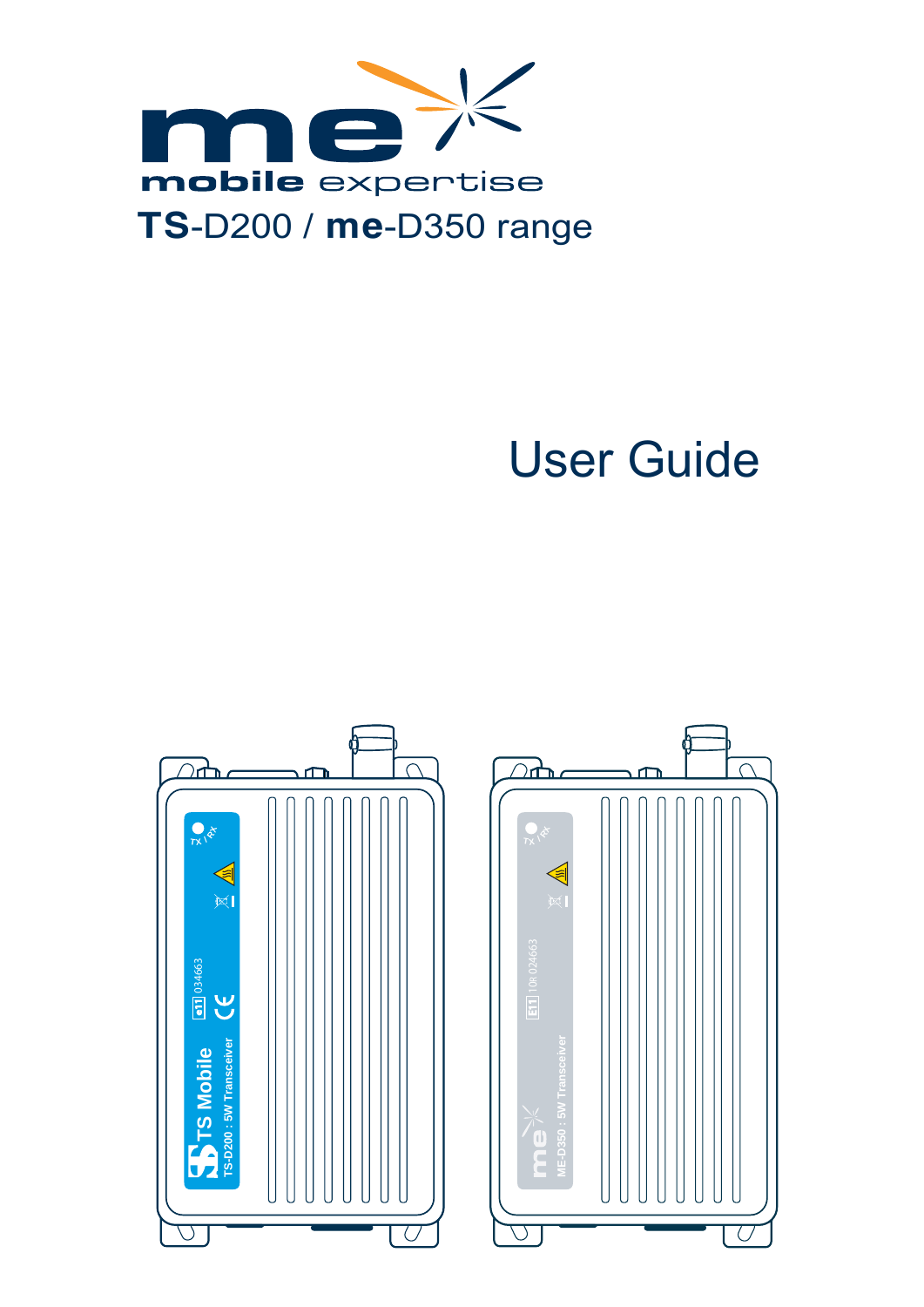**me** mobile expertise

# **TS**-D200 / **me**-D350 range

# User Guide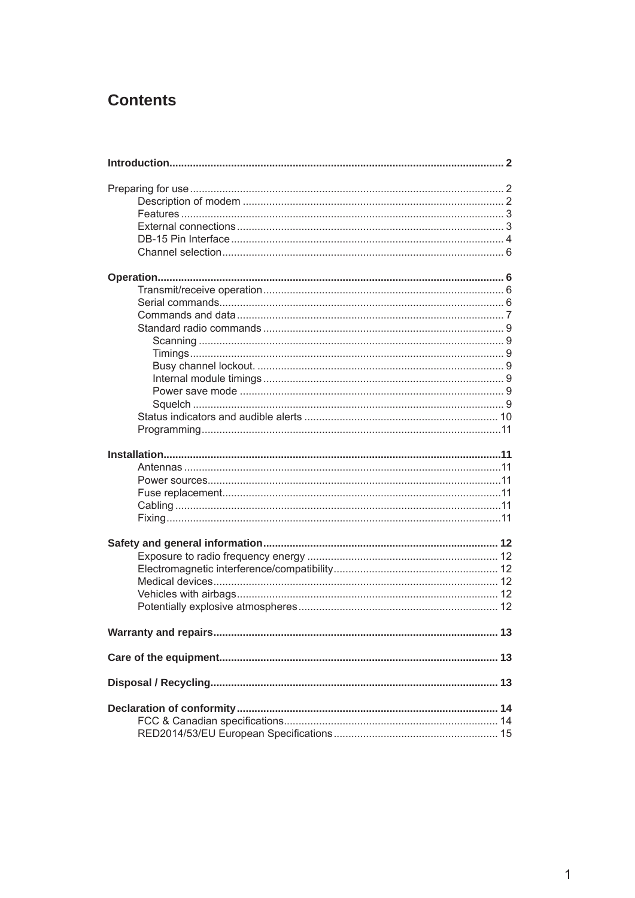# Contents

**Introduction................................................................................................................ 2**

Preparing for use........................................................................................................ 2
- Description of modem ...................................................................................... 2
- Features ........................................................................................................... 3
- External connections ........................................................................................ 3
- DB-15 Pin Interface .......................................................................................... 4
- Channel selection ............................................................................................. 6

**Operation.................................................................................................................. 6**
- Transmit/receive operation ............................................................................... 6
- Serial commands............................................................................................... 6
- Commands and data ......................................................................................... 7
- Standard radio commands ................................................................................ 9
  - Scanning ...................................................................................................... 9
  - Timings......................................................................................................... 9
  - Busy channel lockout. .................................................................................. 9
  - Internal module timings ................................................................................ 9
  - Power save mode ........................................................................................ 9
  - Squelch ........................................................................................................ 9
- Status indicators and audible alerts ................................................................ 10
- Programming....................................................................................................11

**Installation................................................................................................................11**
- Antennas ..........................................................................................................11
- Power sources..................................................................................................11
- Fuse replacement.............................................................................................11
- Cabling .............................................................................................................11
- Fixing................................................................................................................11

**Safety and general information.............................................................................. 12**
- Exposure to radio frequency energy ............................................................... 12
- Electromagnetic interference/compatibility....................................................... 12
- Medical devices............................................................................................... 12
- Vehicles with airbags....................................................................................... 12
- Potentially explosive atmospheres .................................................................. 12

**Warranty and repairs............................................................................................... 13**

**Care of the equipment............................................................................................. 13**

**Disposal / Recycling................................................................................................ 13**

**Declaration of conformity....................................................................................... 14**
- FCC & Canadian specifications....................................................................... 14
- RED2014/53/EU European Specifications....................................................... 15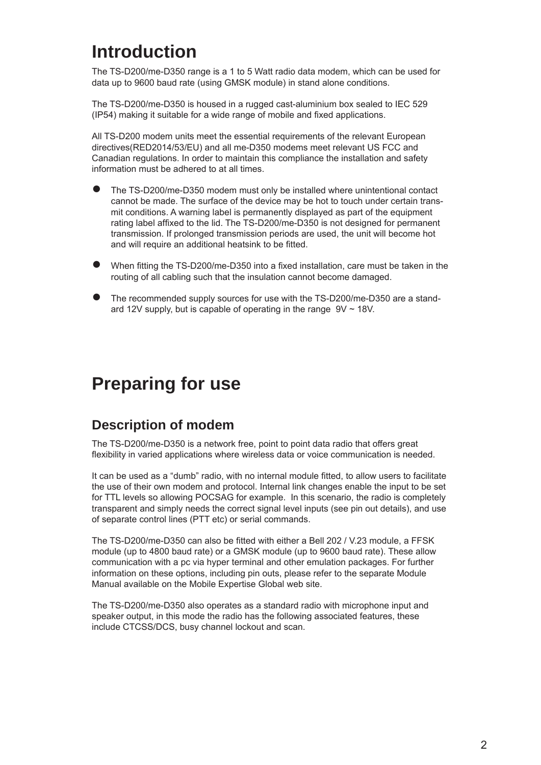# Introduction

The TS-D200/me-D350 range is a 1 to 5 Watt radio data modem, which can be used for data up to 9600 baud rate (using GMSK module) in stand alone conditions.

The TS-D200/me-D350 is housed in a rugged cast-aluminium box sealed to IEC 529 (IP54) making it suitable for a wide range of mobile and fixed applications.

All TS-D200 modem units meet the essential requirements of the relevant European directives(RED2014/53/EU) and all me-D350 modems meet relevant US FCC and Canadian regulations. In order to maintain this compliance the installation and safety information must be adhered to at all times.

- The TS-D200/me-D350 modem must only be installed where unintentional contact cannot be made. The surface of the device may be hot to touch under certain transmit conditions. A warning label is permanently displayed as part of the equipment rating label affixed to the lid. The TS-D200/me-D350 is not designed for permanent transmission. If prolonged transmission periods are used, the unit will become hot and will require an additional heatsink to be fitted.
- When fitting the TS-D200/me-D350 into a fixed installation, care must be taken in the routing of all cabling such that the insulation cannot become damaged.
- The recommended supply sources for use with the TS-D200/me-D350 are a standard 12V supply, but is capable of operating in the range 9V ~ 18V.

# Preparing for use

## Description of modem

The TS-D200/me-D350 is a network free, point to point data radio that offers great flexibility in varied applications where wireless data or voice communication is needed.

It can be used as a “dumb” radio, with no internal module fitted, to allow users to facilitate the use of their own modem and protocol. Internal link changes enable the input to be set for TTL levels so allowing POCSAG for example. In this scenario, the radio is completely transparent and simply needs the correct signal level inputs (see pin out details), and use of separate control lines (PTT etc) or serial commands.

The TS-D200/me-D350 can also be fitted with either a Bell 202 / V.23 module, a FFSK module (up to 4800 baud rate) or a GMSK module (up to 9600 baud rate). These allow communication with a pc via hyper terminal and other emulation packages. For further information on these options, including pin outs, please refer to the separate Module Manual available on the Mobile Expertise Global web site.

The TS-D200/me-D350 also operates as a standard radio with microphone input and speaker output, in this mode the radio has the following associated features, these include CTCSS/DCS, busy channel lockout and scan.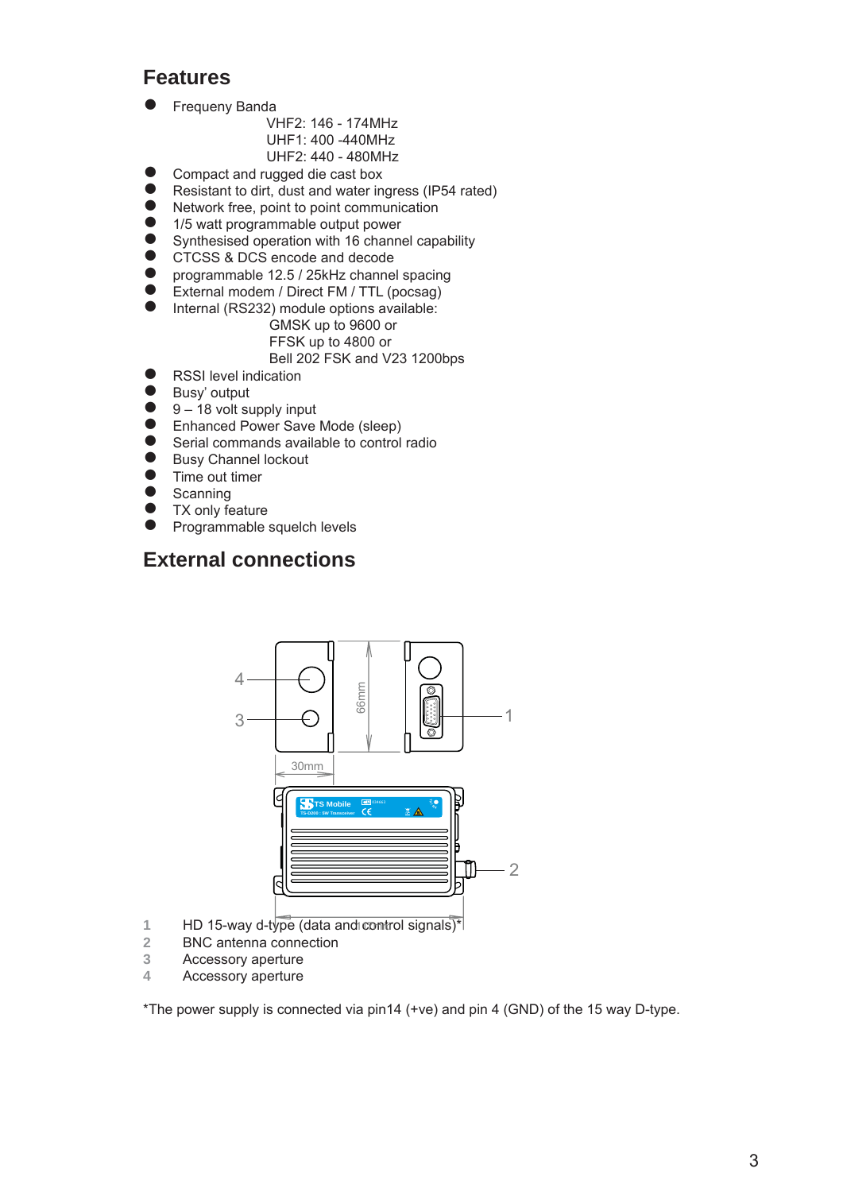## Features

- Frequeny Banda
  - VHF2: 146 - 174MHz
  - UHF1: 400 -440MHz
  - UHF2: 440 - 480MHz
- Compact and rugged die cast box
- Resistant to dirt, dust and water ingress (IP54 rated)
- Network free, point to point communication
- 1/5 watt programmable output power
- Synthesised operation with 16 channel capability
- CTCSS & DCS encode and decode
- programmable 12.5 / 25kHz channel spacing
- External modem / Direct FM / TTL (pocsag)
- Internal (RS232) module options available:
  - GMSK up to 9600 or
  - FFSK up to 4800 or
  - Bell 202 FSK and V23 1200bps
- RSSI level indication
- Busy' output
- 9 – 18 volt supply input
- Enhanced Power Save Mode (sleep)
- Serial commands available to control radio
- Busy Channel lockout
- Time out timer
- Scanning
- TX only feature
- Programmable squelch levels

## External connections

1 HD 15-way d-type (data and control signals)*
2 BNC antenna connection
3 Accessory aperture
4 Accessory aperture

*The power supply is connected via pin14 (+ve) and pin 4 (GND) of the 15 way D-type.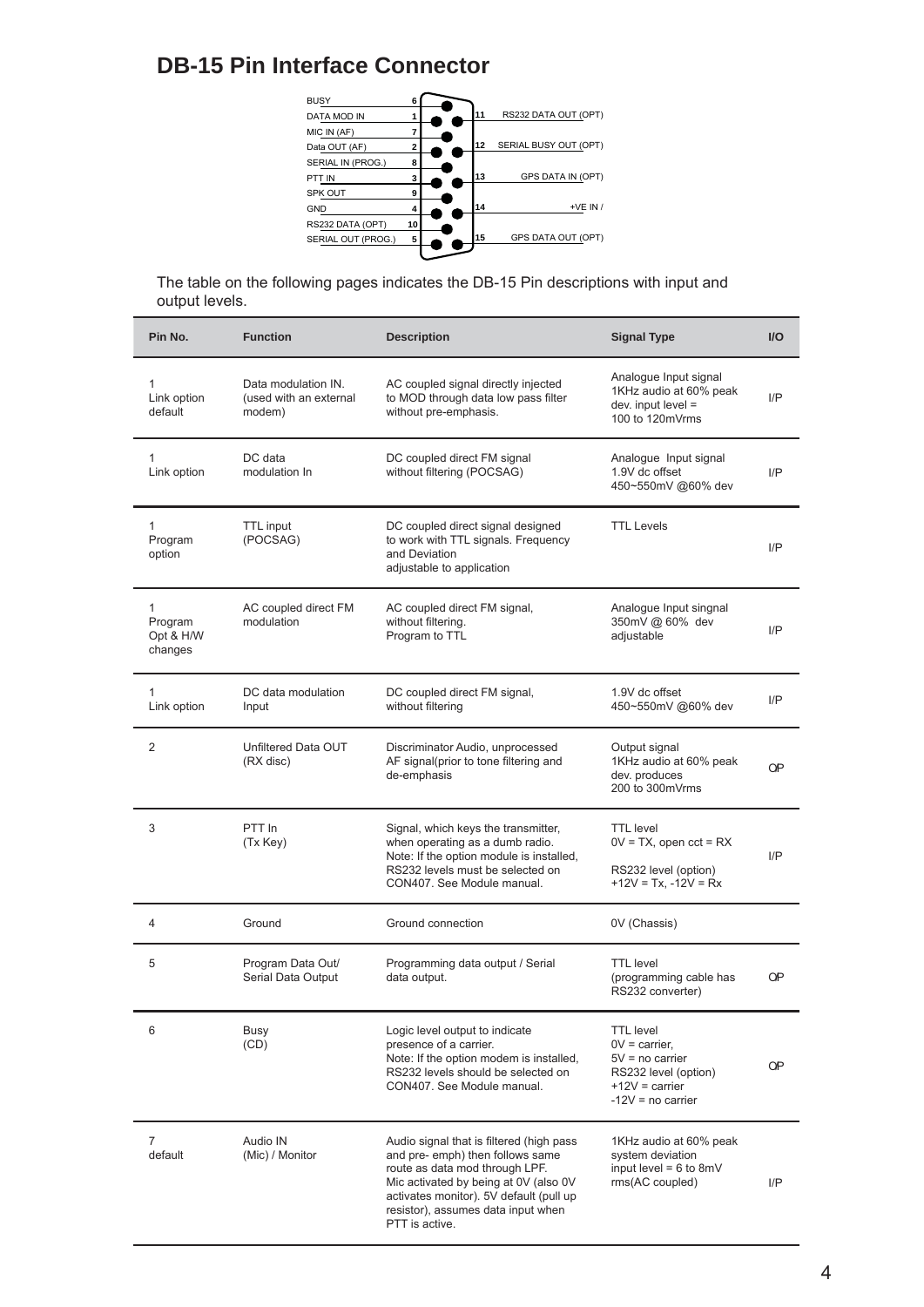# DB-15 Pin Interface Connector

| Pin | Label | Pin | Label |
|---|---|---|---|
| 6 | BUSY | | |
| 1 | DATA MOD IN | 11 | RS232 DATA OUT (OPT) |
| 7 | MIC IN (AF) | | |
| 2 | Data OUT (AF) | 12 | SERIAL BUSY OUT (OPT) |
| 8 | SERIAL IN (PROG.) | | |
| 3 | PTT IN | 13 | GPS DATA IN (OPT) |
| 9 | SPK OUT | | |
| 4 | GND | 14 | +VE IN / |
| 10 | RS232 DATA (OPT) | | |
| 5 | SERIAL OUT (PROG.) | 15 | GPS DATA OUT (OPT) |

The table on the following pages indicates the DB-15 Pin descriptions with input and output levels.

| Pin No. | Function | Description | Signal Type | I/O |
|---|---|---|---|---|
| 1<br>Link option default | Data modulation IN. (used with an external modem) | AC coupled signal directly injected to MOD through data low pass filter without pre-emphasis. | Analogue Input signal 1KHz audio at 60% peak dev. input level = 100 to 120mVrms | I/P |
| 1<br>Link option | DC data modulation In | DC coupled direct FM signal without filtering (POCSAG) | Analogue Input signal 1.9V dc offset 450~550mV @60% dev | I/P |
| 1<br>Program option | TTL input (POCSAG) | DC coupled direct signal designed to work with TTL signals. Frequency and Deviation adjustable to application | TTL Levels | I/P |
| 1<br>Program Opt & H/W changes | AC coupled direct FM modulation | AC coupled direct FM signal, without filtering. Program to TTL | Analogue Input singnal 350mV @ 60% dev adjustable | I/P |
| 1<br>Link option | DC data modulation Input | DC coupled direct FM signal, without filtering | 1.9V dc offset 450~550mV @60% dev | I/P |
| 2 | Unfiltered Data OUT (RX disc) | Discriminator Audio, unprocessed AF signal(prior to tone filtering and de-emphasis | Output signal 1KHz audio at 60% peak dev. produces 200 to 300mVrms | OP |
| 3 | PTT In (Tx Key) | Signal, which keys the transmitter, when operating as a dumb radio. Note: If the option module is installed, RS232 levels must be selected on CON407. See Module manual. | TTL level 0V = TX, open cct = RX<br><br>RS232 level (option) +12V = Tx, -12V = Rx | I/P |
| 4 | Ground | Ground connection | 0V (Chassis) | |
| 5 | Program Data Out/ Serial Data Output | Programming data output / Serial data output. | TTL level (programming cable has RS232 converter) | OP |
| 6 | Busy (CD) | Logic level output to indicate presence of a carrier. Note: If the option modem is installed, RS232 levels should be selected on CON407. See Module manual. | TTL level 0V = carrier, 5V = no carrier RS232 level (option) +12V = carrier -12V = no carrier | OP |
| 7<br>default | Audio IN (Mic) / Monitor | Audio signal that is filtered (high pass and pre- emph) then follows same route as data mod through LPF. Mic activated by being at 0V (also 0V activates monitor). 5V default (pull up resistor), assumes data input when PTT is active. | 1KHz audio at 60% peak system deviation input level = 6 to 8mV rms(AC coupled) | I/P |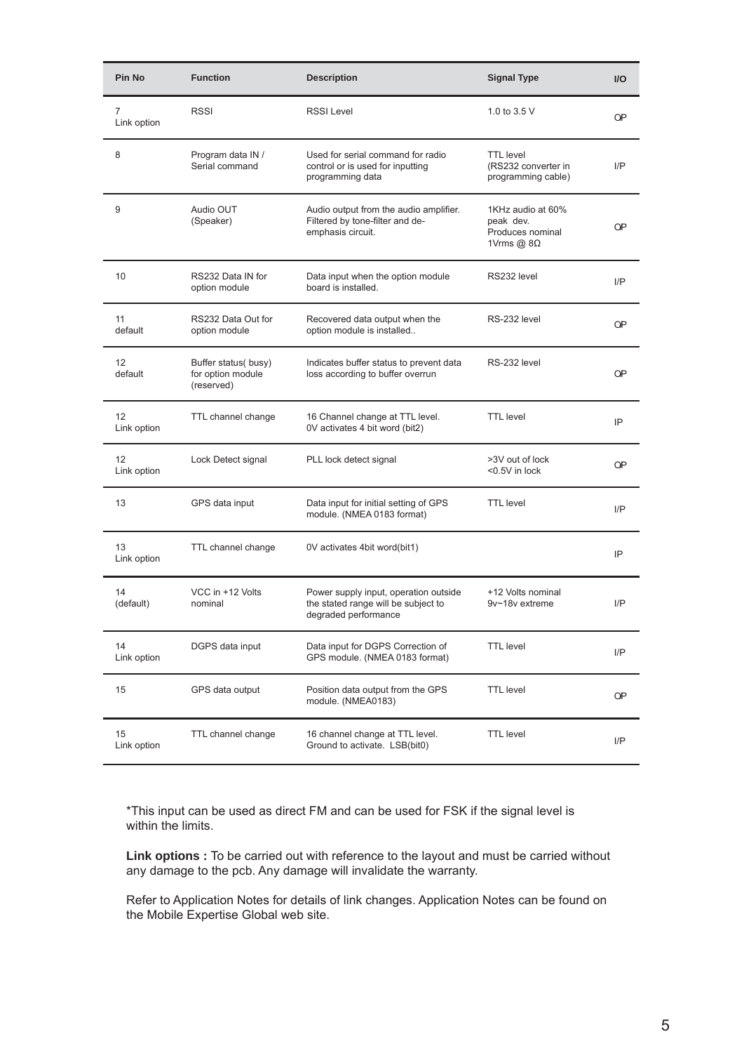| Pin No | Function | Description | Signal Type | I/O |
|---|---|---|---|---|
| 7<br>Link option | RSSI | RSSI Level | 1.0 to 3.5 V | O/P |
| 8 | Program data IN / Serial command | Used for serial command for radio control or is used for inputting programming data | TTL level (RS232 converter in programming cable) | I/P |
| 9 | Audio OUT (Speaker) | Audio output from the audio amplifier. Filtered by tone-filter and de-emphasis circuit. | 1KHz audio at 60% peak dev. Produces nominal 1Vrms @ 8Ω | O/P |
| 10 | RS232 Data IN for option module | Data input when the option module board is installed. | RS232 level | I/P |
| 11<br>default | RS232 Data Out for option module | Recovered data output when the option module is installed.. | RS-232 level | O/P |
| 12<br>default | Buffer status( busy) for option module (reserved) | Indicates buffer status to prevent data loss according to buffer overrun | RS-232 level | O/P |
| 12<br>Link option | TTL channel change | 16 Channel change at TTL level. 0V activates 4 bit word (bit2) | TTL level | IP |
| 12<br>Link option | Lock Detect signal | PLL lock detect signal | >3V out of lock<br><0.5V in lock | O/P |
| 13 | GPS data input | Data input for initial setting of GPS module. (NMEA 0183 format) | TTL level | I/P |
| 13<br>Link option | TTL channel change | 0V activates 4bit word(bit1) | | IP |
| 14<br>(default) | VCC in +12 Volts nominal | Power supply input, operation outside the stated range will be subject to degraded performance | +12 Volts nominal<br>9v~18v extreme | I/P |
| 14<br>Link option | DGPS data input | Data input for DGPS Correction of GPS module. (NMEA 0183 format) | TTL level | I/P |
| 15 | GPS data output | Position data output from the GPS module. (NMEA0183) | TTL level | O/P |
| 15<br>Link option | TTL channel change | 16 channel change at TTL level. Ground to activate. LSB(bit0) | TTL level | I/P |

*This input can be used as direct FM and can be used for FSK if the signal level is within the limits.

**Link options :** To be carried out with reference to the layout and must be carried without any damage to the pcb. Any damage will invalidate the warranty.

Refer to Application Notes for details of link changes. Application Notes can be found on the Mobile Expertise Global web site.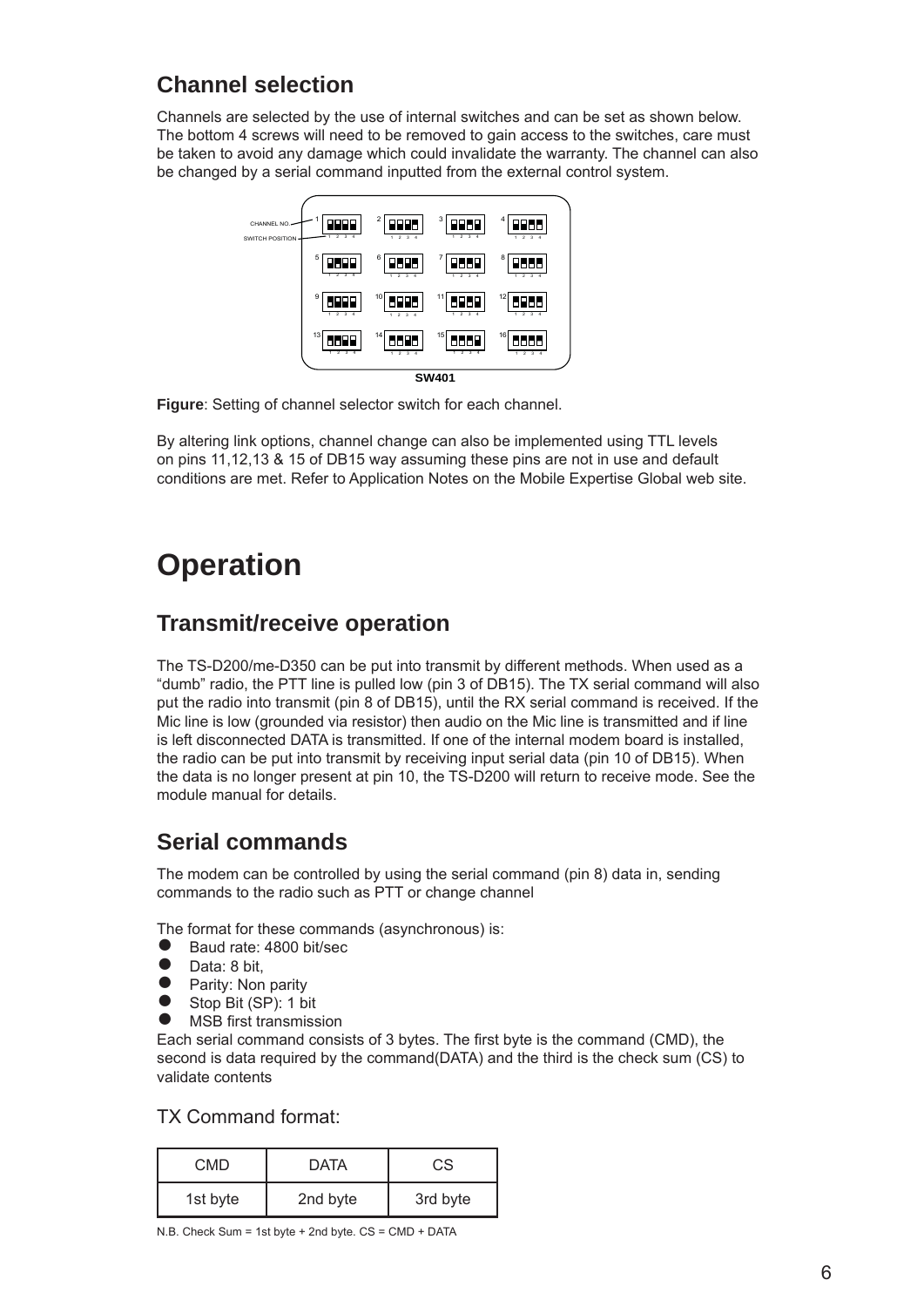## Channel selection

Channels are selected by the use of internal switches and can be set as shown below. The bottom 4 screws will need to be removed to gain access to the switches, care must be taken to avoid any damage which could invalidate the warranty. The channel can also be changed by a serial command inputted from the external control system.

**Figure**: Setting of channel selector switch for each channel.

By altering link options, channel change can also be implemented using TTL levels on pins 11,12,13 & 15 of DB15 way assuming these pins are not in use and default conditions are met. Refer to Application Notes on the Mobile Expertise Global web site.

# Operation

## Transmit/receive operation

The TS-D200/me-D350 can be put into transmit by different methods. When used as a "dumb" radio, the PTT line is pulled low (pin 3 of DB15). The TX serial command will also put the radio into transmit (pin 8 of DB15), until the RX serial command is received. If the Mic line is low (grounded via resistor) then audio on the Mic line is transmitted and if line is left disconnected DATA is transmitted. If one of the internal modem board is installed, the radio can be put into transmit by receiving input serial data (pin 10 of DB15). When the data is no longer present at pin 10, the TS-D200 will return to receive mode. See the module manual for details.

## Serial commands

The modem can be controlled by using the serial command (pin 8) data in, sending commands to the radio such as PTT or change channel

The format for these commands (asynchronous) is:

- Baud rate: 4800 bit/sec
- Data: 8 bit,
- Parity: Non parity
- Stop Bit (SP): 1 bit
- MSB first transmission

Each serial command consists of 3 bytes. The first byte is the command (CMD), the second is data required by the command(DATA) and the third is the check sum (CS) to validate contents

### TX Command format:

| CMD | DATA | CS |
|---|---|---|
| 1st byte | 2nd byte | 3rd byte |

N.B. Check Sum = 1st byte + 2nd byte. CS = CMD + DATA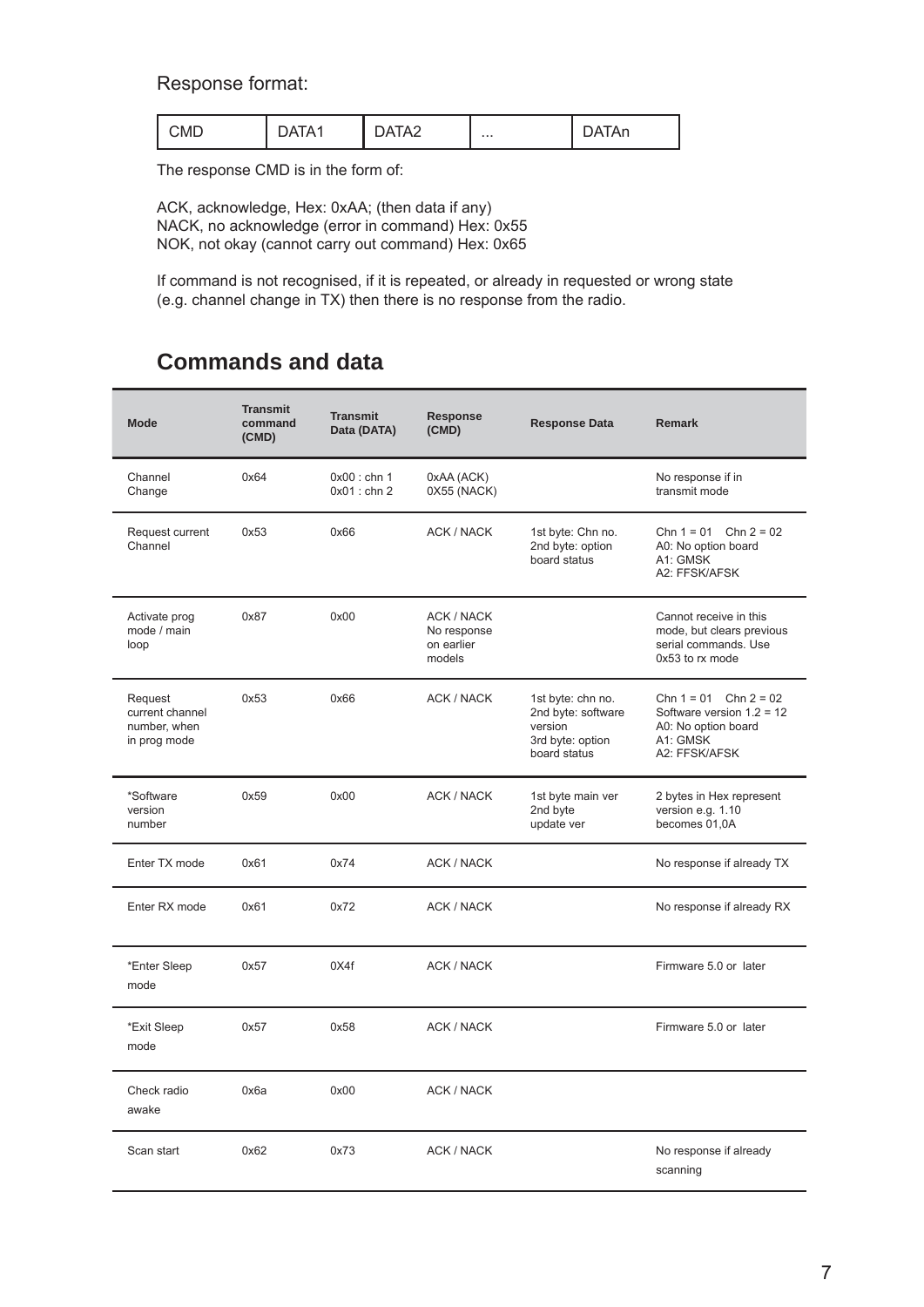Response format:

| CMD | DATA1 | DATA2 | ... | DATAn |
|---|---|---|---|---|

The response CMD is in the form of:

ACK, acknowledge, Hex: 0xAA; (then data if any)
NACK, no acknowledge (error in command) Hex: 0x55
NOK, not okay (cannot carry out command) Hex: 0x65

If command is not recognised, if it is repeated, or already in requested or wrong state (e.g. channel change in TX) then there is no response from the radio.

## Commands and data

| Mode | Transmit command (CMD) | Transmit Data (DATA) | Response (CMD) | Response Data | Remark |
|---|---|---|---|---|---|
| Channel Change | 0x64 | 0x00 : chn 1<br>0x01 : chn 2 | 0xAA (ACK)<br>0X55 (NACK) | | No response if in transmit mode |
| Request current Channel | 0x53 | 0x66 | ACK / NACK | 1st byte: Chn no.<br>2nd byte: option board status | Chn 1 = 01 Chn 2 = 02<br>A0: No option board<br>A1: GMSK<br>A2: FFSK/AFSK |
| Activate prog mode / main loop | 0x87 | 0x00 | ACK / NACK<br>No response on earlier models | | Cannot receive in this mode, but clears previous serial commands. Use 0x53 to rx mode |
| Request current channel number, when in prog mode | 0x53 | 0x66 | ACK / NACK | 1st byte: chn no.<br>2nd byte: software version<br>3rd byte: option board status | Chn 1 = 01 Chn 2 = 02<br>Software version 1.2 = 12<br>A0: No option board<br>A1: GMSK<br>A2: FFSK/AFSK |
| *Software version number | 0x59 | 0x00 | ACK / NACK | 1st byte main ver<br>2nd byte update ver | 2 bytes in Hex represent version e.g. 1.10 becomes 01,0A |
| Enter TX mode | 0x61 | 0x74 | ACK / NACK | | No response if already TX |
| Enter RX mode | 0x61 | 0x72 | ACK / NACK | | No response if already RX |
| *Enter Sleep mode | 0x57 | 0X4f | ACK / NACK | | Firmware 5.0 or later |
| *Exit Sleep mode | 0x57 | 0x58 | ACK / NACK | | Firmware 5.0 or later |
| Check radio awake | 0x6a | 0x00 | ACK / NACK | | |
| Scan start | 0x62 | 0x73 | ACK / NACK | | No response if already scanning |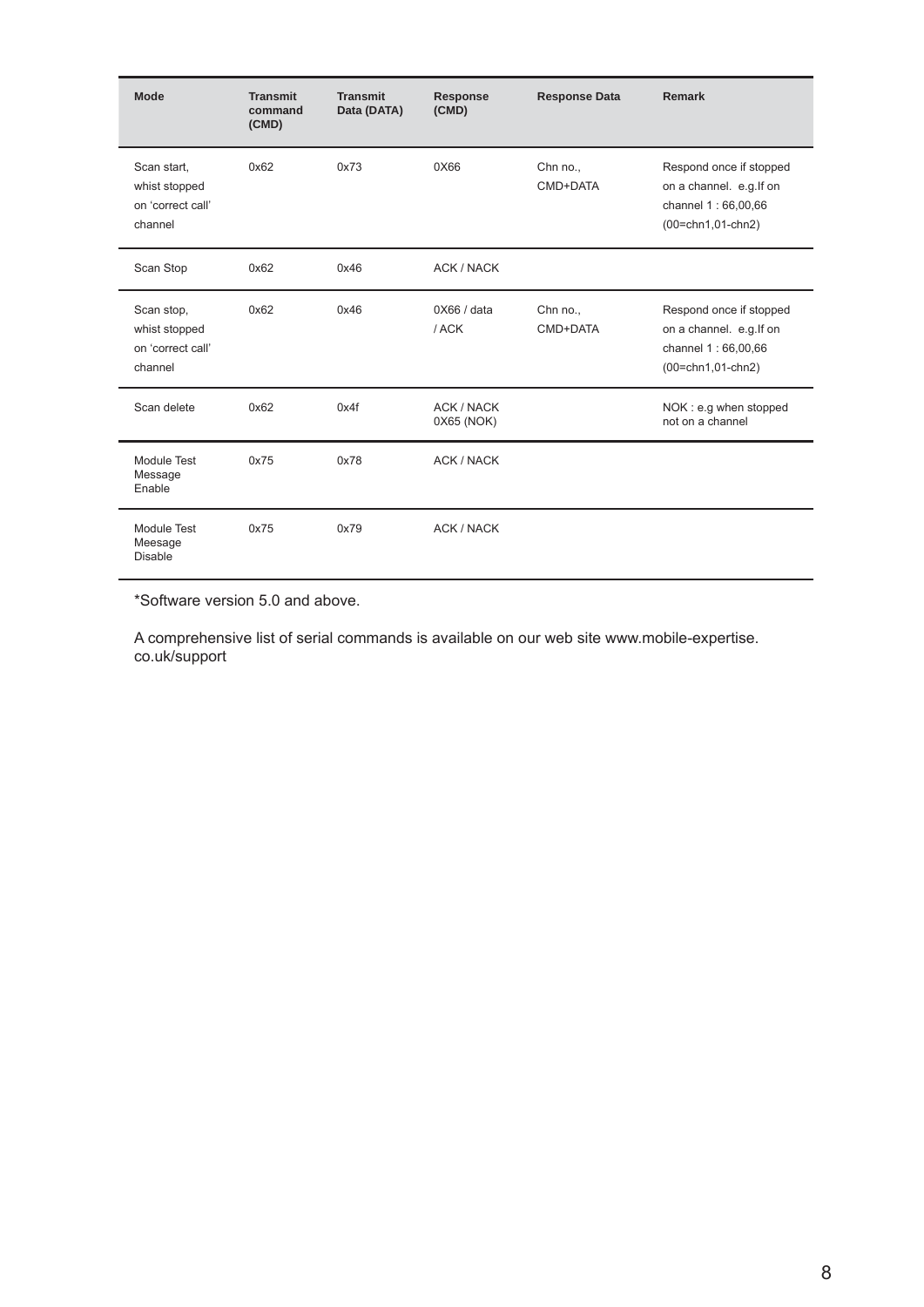| Mode | Transmit command (CMD) | Transmit Data (DATA) | Response (CMD) | Response Data | Remark |
|---|---|---|---|---|---|
| Scan start, whist stopped on 'correct call' channel | 0x62 | 0x73 | 0X66 | Chn no., CMD+DATA | Respond once if stopped on a channel. e.g.If on channel 1 : 66,00,66 (00=chn1,01-chn2) |
| Scan Stop | 0x62 | 0x46 | ACK / NACK | | |
| Scan stop, whist stopped on 'correct call' channel | 0x62 | 0x46 | 0X66 / data / ACK | Chn no., CMD+DATA | Respond once if stopped on a channel. e.g.If on channel 1 : 66,00,66 (00=chn1,01-chn2) |
| Scan delete | 0x62 | 0x4f | ACK / NACK 0X65 (NOK) | | NOK : e.g when stopped not on a channel |
| Module Test Message Enable | 0x75 | 0x78 | ACK / NACK | | |
| Module Test Meesage Disable | 0x75 | 0x79 | ACK / NACK | | |

*Software version 5.0 and above.

A comprehensive list of serial commands is available on our web site www.mobile-expertise.co.uk/support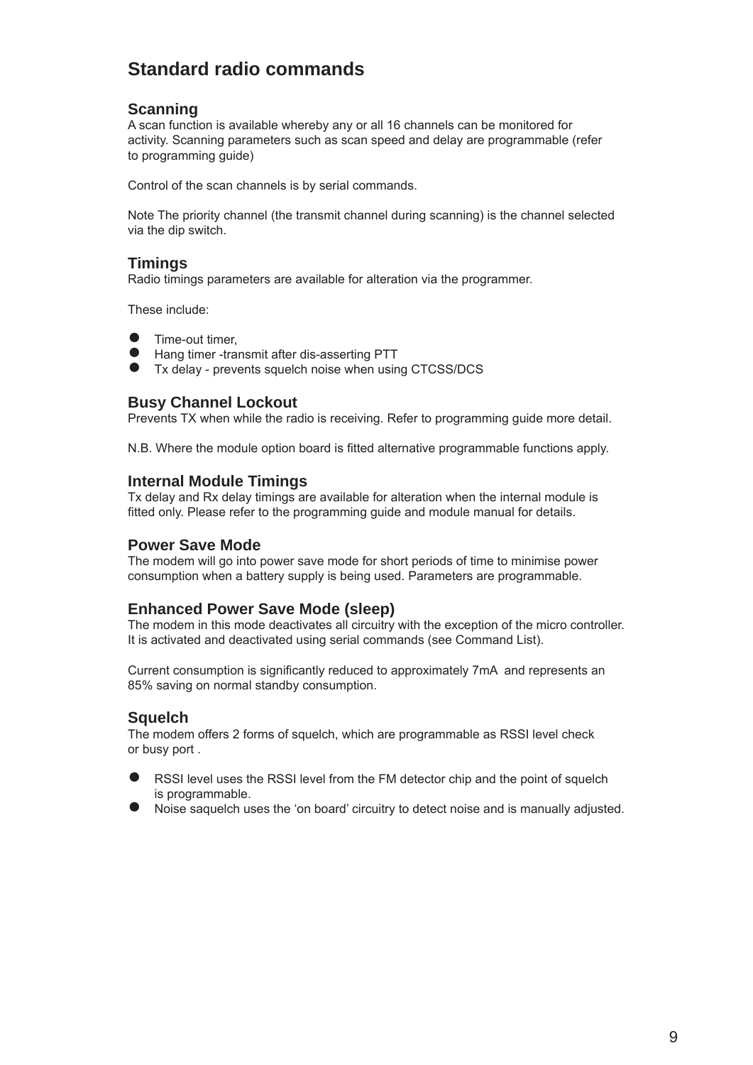# Standard radio commands

## Scanning

A scan function is available whereby any or all 16 channels can be monitored for activity. Scanning parameters such as scan speed and delay are programmable (refer to programming guide)

Control of the scan channels is by serial commands.

Note The priority channel (the transmit channel during scanning) is the channel selected via the dip switch.

## Timings

Radio timings parameters are available for alteration via the programmer.

These include:

- Time-out timer,
- Hang timer -transmit after dis-asserting PTT
- Tx delay - prevents squelch noise when using CTCSS/DCS

## Busy Channel Lockout

Prevents TX when while the radio is receiving. Refer to programming guide more detail.

N.B. Where the module option board is fitted alternative programmable functions apply.

## Internal Module Timings

Tx delay and Rx delay timings are available for alteration when the internal module is fitted only. Please refer to the programming guide and module manual for details.

## Power Save Mode

The modem will go into power save mode for short periods of time to minimise power consumption when a battery supply is being used. Parameters are programmable.

## Enhanced Power Save Mode (sleep)

The modem in this mode deactivates all circuitry with the exception of the micro controller. It is activated and deactivated using serial commands (see Command List).

Current consumption is significantly reduced to approximately 7mA  and represents an 85% saving on normal standby consumption.

## Squelch

The modem offers 2 forms of squelch, which are programmable as RSSI level check or busy port .

- RSSI level uses the RSSI level from the FM detector chip and the point of squelch is programmable.
- Noise saquelch uses the ‘on board’ circuitry to detect noise and is manually adjusted.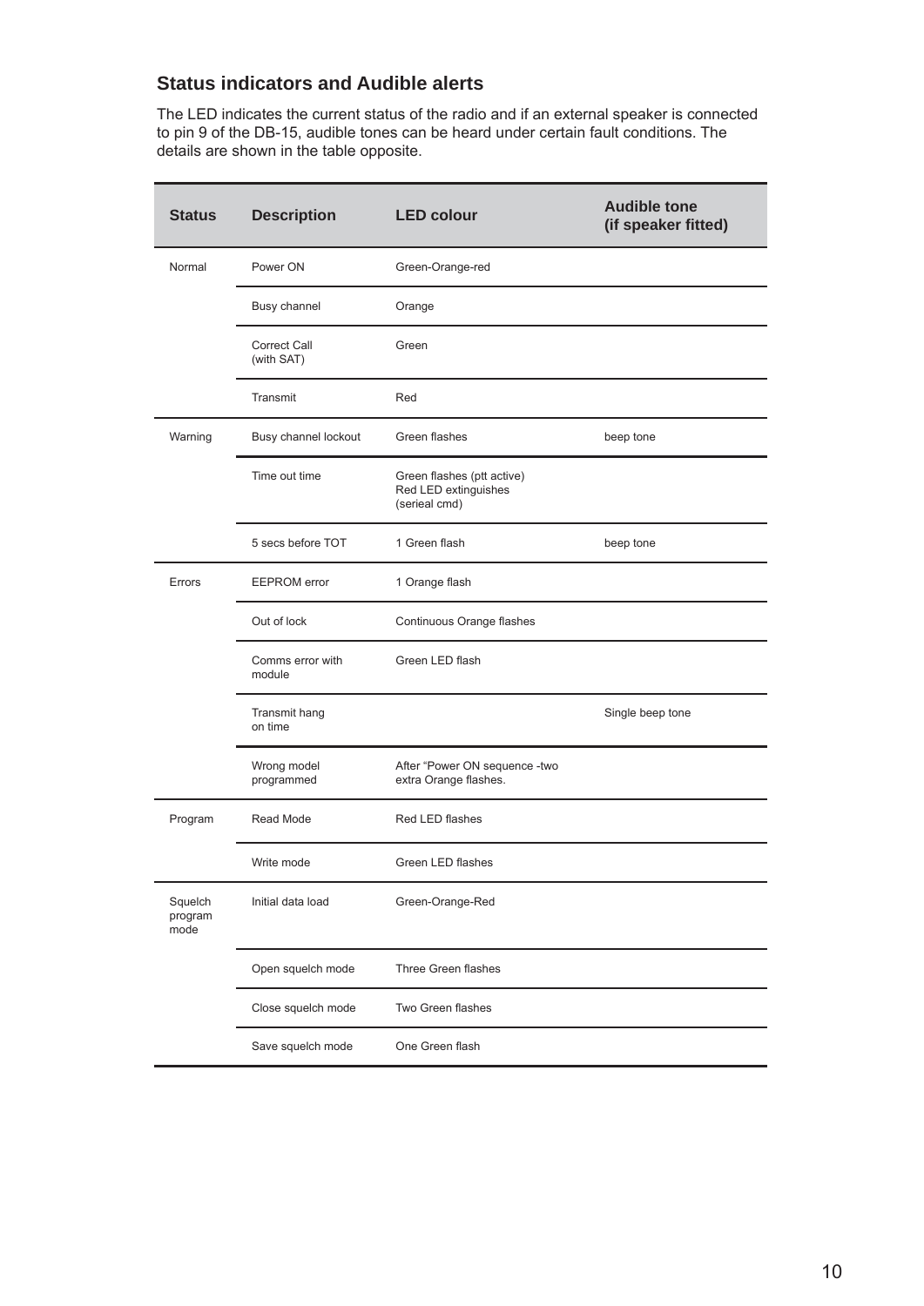## Status indicators and Audible alerts

The LED indicates the current status of the radio and if an external speaker is connected to pin 9 of the DB-15, audible tones can be heard under certain fault conditions. The details are shown in the table opposite.

| Status | Description | LED colour | Audible tone (if speaker fitted) |
|---|---|---|---|
| Normal | Power ON | Green-Orange-red | |
| | Busy channel | Orange | |
| | Correct Call (with SAT) | Green | |
| | Transmit | Red | |
| Warning | Busy channel lockout | Green flashes | beep tone |
| | Time out time | Green flashes (ptt active) Red LED extinguishes (serieal cmd) | |
| | 5 secs before TOT | 1 Green flash | beep tone |
| Errors | EEPROM error | 1 Orange flash | |
| | Out of lock | Continuous Orange flashes | |
| | Comms error with module | Green LED flash | |
| | Transmit hang on time | | Single beep tone |
| | Wrong model programmed | After "Power ON sequence -two extra Orange flashes. | |
| Program | Read Mode | Red LED flashes | |
| | Write mode | Green LED flashes | |
| Squelch program mode | Initial data load | Green-Orange-Red | |
| | Open squelch mode | Three Green flashes | |
| | Close squelch mode | Two Green flashes | |
| | Save squelch mode | One Green flash | |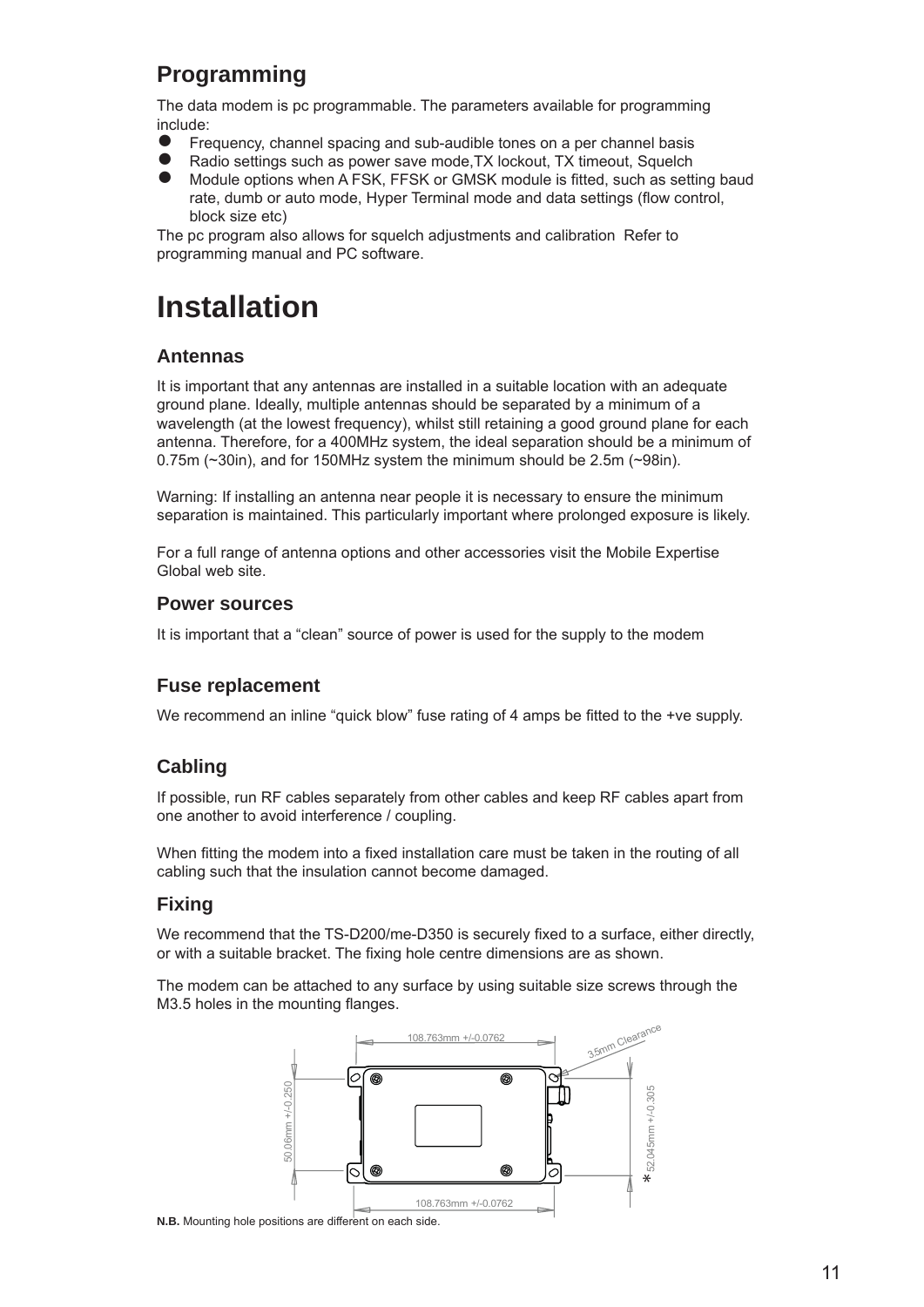## Programming

The data modem is pc programmable. The parameters available for programming include:

- Frequency, channel spacing and sub-audible tones on a per channel basis
- Radio settings such as power save mode,TX lockout, TX timeout, Squelch
- Module options when A FSK, FFSK or GMSK module is fitted, such as setting baud rate, dumb or auto mode, Hyper Terminal mode and data settings (flow control, block size etc)

The pc program also allows for squelch adjustments and calibration Refer to programming manual and PC software.

# Installation

### Antennas

It is important that any antennas are installed in a suitable location with an adequate ground plane. Ideally, multiple antennas should be separated by a minimum of a wavelength (at the lowest frequency), whilst still retaining a good ground plane for each antenna. Therefore, for a 400MHz system, the ideal separation should be a minimum of 0.75m (~30in), and for 150MHz system the minimum should be 2.5m (~98in).

Warning: If installing an antenna near people it is necessary to ensure the minimum separation is maintained. This particularly important where prolonged exposure is likely.

For a full range of antenna options and other accessories visit the Mobile Expertise Global web site.

### Power sources

It is important that a “clean” source of power is used for the supply to the modem

### Fuse replacement

We recommend an inline “quick blow” fuse rating of 4 amps be fitted to the +ve supply.

### Cabling

If possible, run RF cables separately from other cables and keep RF cables apart from one another to avoid interference / coupling.

When fitting the modem into a fixed installation care must be taken in the routing of all cabling such that the insulation cannot become damaged.

### Fixing

We recommend that the TS-D200/me-D350 is securely fixed to a surface, either directly, or with a suitable bracket. The fixing hole centre dimensions are as shown.

The modem can be attached to any surface by using suitable size screws through the M3.5 holes in the mounting flanges.

108.763mm +/-0.0762

3.5mm Clearance

50.06mm +/-0.250

* 52.045mm +/-0.305

108.763mm +/-0.0762

**N.B.** Mounting hole positions are different on each side.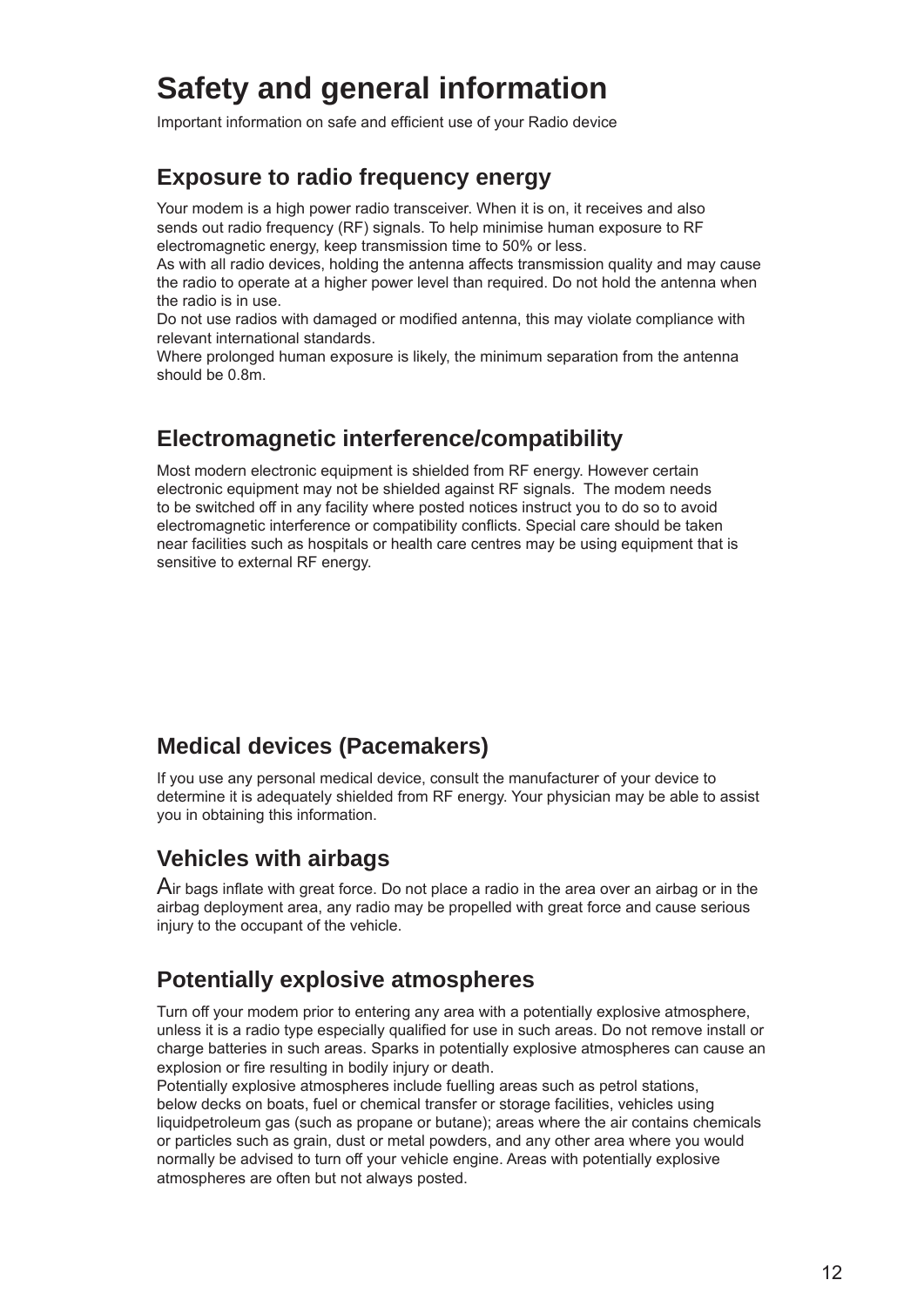# Safety and general information

Important information on safe and efficient use of your Radio device

## Exposure to radio frequency energy

Your modem is a high power radio transceiver. When it is on, it receives and also sends out radio frequency (RF) signals. To help minimise human exposure to RF electromagnetic energy, keep transmission time to 50% or less.
As with all radio devices, holding the antenna affects transmission quality and may cause the radio to operate at a higher power level than required. Do not hold the antenna when the radio is in use.
Do not use radios with damaged or modified antenna, this may violate compliance with relevant international standards.
Where prolonged human exposure is likely, the minimum separation from the antenna should be 0.8m.

## Electromagnetic interference/compatibility

Most modern electronic equipment is shielded from RF energy. However certain electronic equipment may not be shielded against RF signals. The modem needs to be switched off in any facility where posted notices instruct you to do so to avoid electromagnetic interference or compatibility conflicts. Special care should be taken near facilities such as hospitals or health care centres may be using equipment that is sensitive to external RF energy.

## Medical devices (Pacemakers)

If you use any personal medical device, consult the manufacturer of your device to determine it is adequately shielded from RF energy. Your physician may be able to assist you in obtaining this information.

## Vehicles with airbags

Air bags inflate with great force. Do not place a radio in the area over an airbag or in the airbag deployment area, any radio may be propelled with great force and cause serious injury to the occupant of the vehicle.

## Potentially explosive atmospheres

Turn off your modem prior to entering any area with a potentially explosive atmosphere, unless it is a radio type especially qualified for use in such areas. Do not remove install or charge batteries in such areas. Sparks in potentially explosive atmospheres can cause an explosion or fire resulting in bodily injury or death.
Potentially explosive atmospheres include fuelling areas such as petrol stations, below decks on boats, fuel or chemical transfer or storage facilities, vehicles using liquidpetroleum gas (such as propane or butane); areas where the air contains chemicals or particles such as grain, dust or metal powders, and any other area where you would normally be advised to turn off your vehicle engine. Areas with potentially explosive atmospheres are often but not always posted.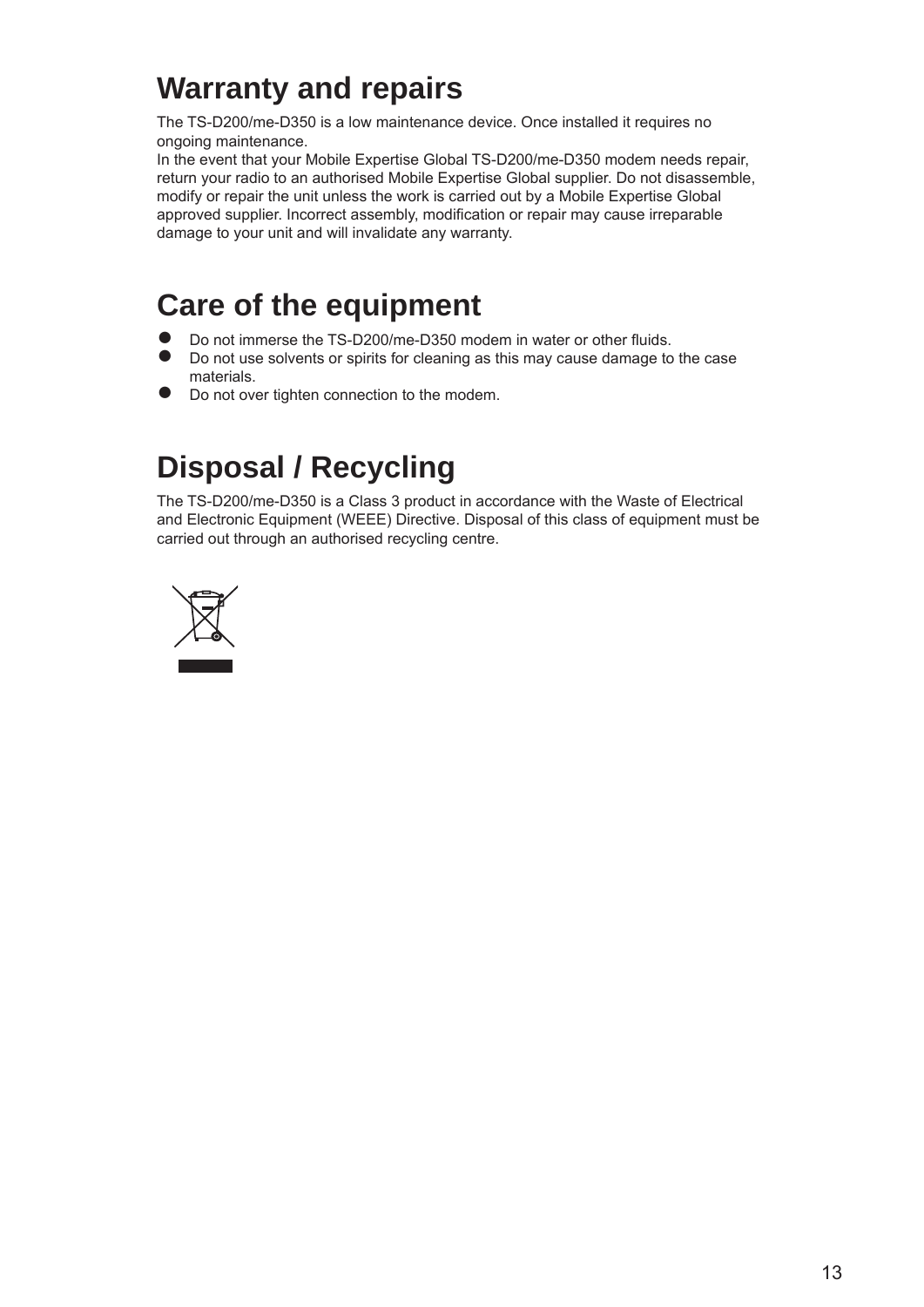# Warranty and repairs

The TS-D200/me-D350 is a low maintenance device. Once installed it requires no ongoing maintenance.
In the event that your Mobile Expertise Global TS-D200/me-D350 modem needs repair, return your radio to an authorised Mobile Expertise Global supplier. Do not disassemble, modify or repair the unit unless the work is carried out by a Mobile Expertise Global approved supplier. Incorrect assembly, modification or repair may cause irreparable damage to your unit and will invalidate any warranty.

# Care of the equipment

- Do not immerse the TS-D200/me-D350 modem in water or other fluids.
- Do not use solvents or spirits for cleaning as this may cause damage to the case materials.
- Do not over tighten connection to the modem.

# Disposal / Recycling

The TS-D200/me-D350 is a Class 3 product in accordance with the Waste of Electrical and Electronic Equipment (WEEE) Directive. Disposal of this class of equipment must be carried out through an authorised recycling centre.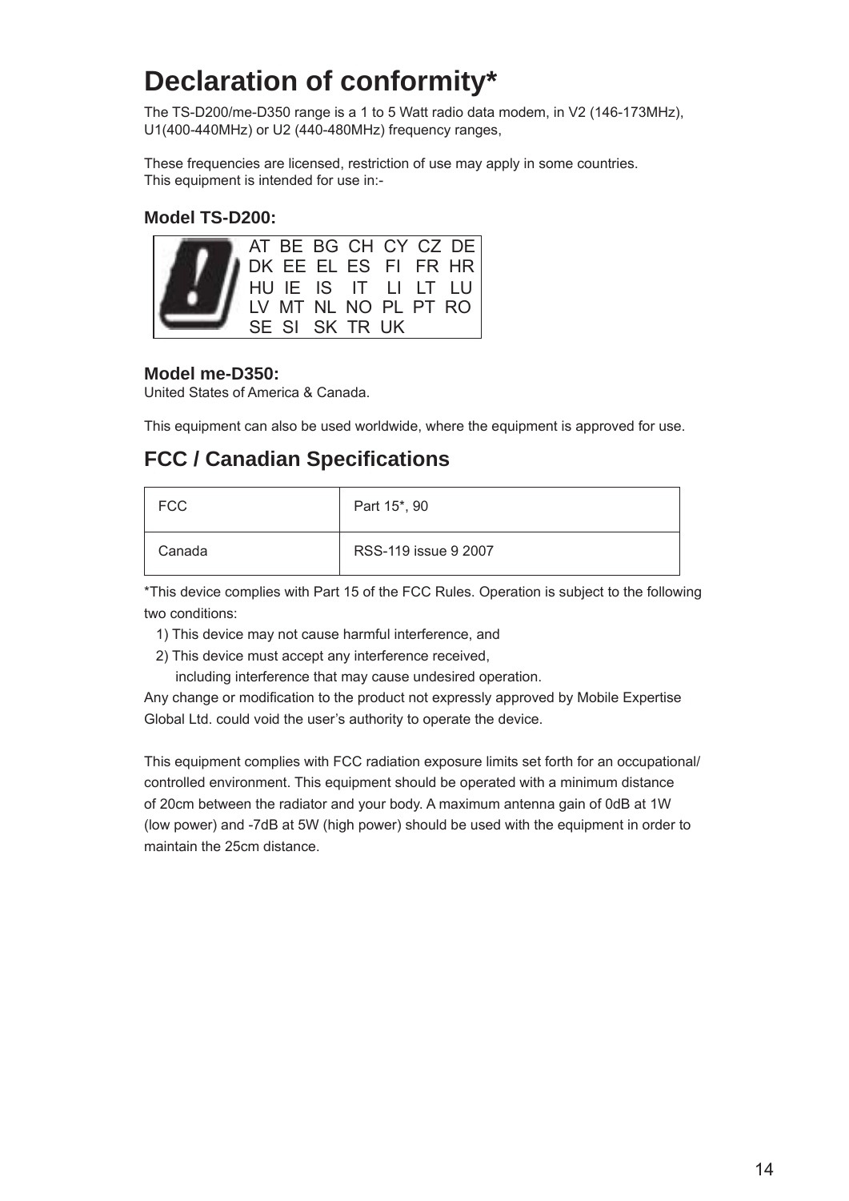# Declaration of conformity*

The TS-D200/me-D350 range is a 1 to 5 Watt radio data modem, in V2 (146-173MHz), U1(400-440MHz) or U2 (440-480MHz) frequency ranges,

These frequencies are licensed, restriction of use may apply in some countries.
This equipment is intended for use in:-

### Model TS-D200:

AT BE BG CH CY CZ DE
DK EE EL ES FI FR HR
HU IE IS IT LI LT LU
LV MT NL NO PL PT RO
SE SI SK TR UK

### Model me-D350:

United States of America & Canada.

This equipment can also be used worldwide, where the equipment is approved for use.

## FCC / Canadian Specifications

| FCC | Part 15*, 90 |
|---|---|
| Canada | RSS-119 issue 9 2007 |

*This device complies with Part 15 of the FCC Rules. Operation is subject to the following two conditions:

1) This device may not cause harmful interference, and
2) This device must accept any interference received, including interference that may cause undesired operation.

Any change or modification to the product not expressly approved by Mobile Expertise Global Ltd. could void the user's authority to operate the device.

This equipment complies with FCC radiation exposure limits set forth for an occupational/ controlled environment. This equipment should be operated with a minimum distance of 20cm between the radiator and your body. A maximum antenna gain of 0dB at 1W (low power) and -7dB at 5W (high power) should be used with the equipment in order to maintain the 25cm distance.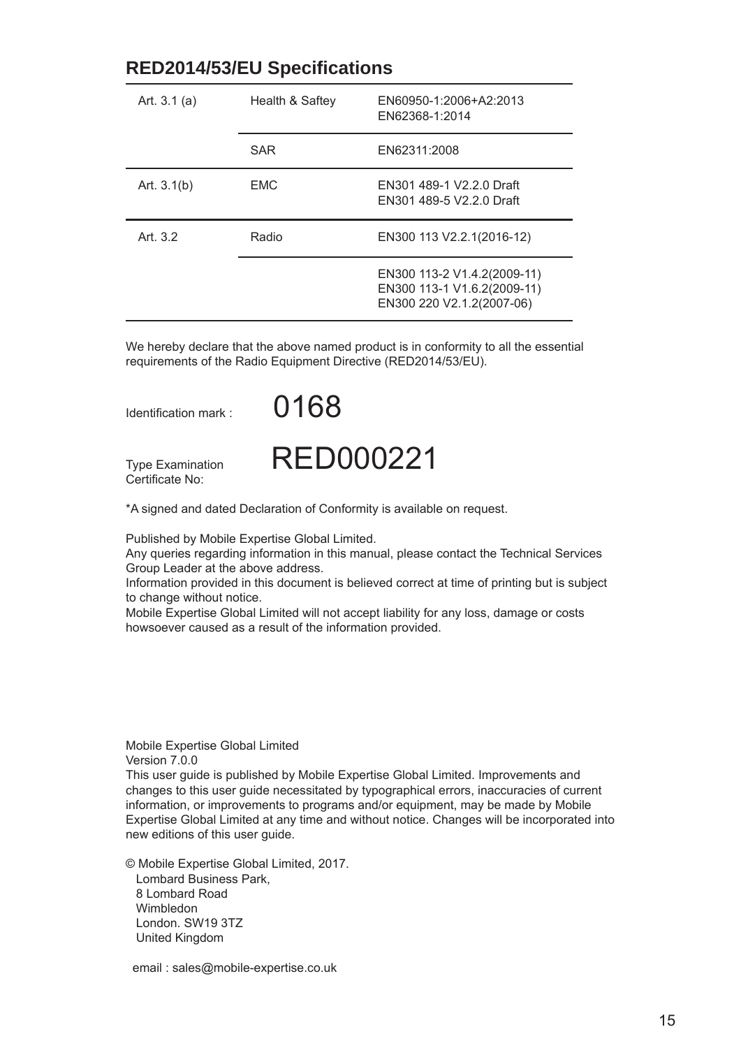## RED2014/53/EU Specifications

| | | |
|---|---|---|
| Art. 3.1 (a) | Health & Saftey | EN60950-1:2006+A2:2013<br>EN62368-1:2014 |
| | SAR | EN62311:2008 |
| Art. 3.1(b) | EMC | EN301 489-1 V2.2.0 Draft<br>EN301 489-5 V2.2.0 Draft |
| Art. 3.2 | Radio | EN300 113 V2.2.1(2016-12) |
| | | EN300 113-2 V1.4.2(2009-11)<br>EN300 113-1 V1.6.2(2009-11)<br>EN300 220 V2.1.2(2007-06) |

We hereby declare that the above named product is in conformity to all the essential requirements of the Radio Equipment Directive (RED2014/53/EU).

Identification mark : **0168**

Type Examination Certificate No: **RED000221**

*A signed and dated Declaration of Conformity is available on request.

Published by Mobile Expertise Global Limited.
Any queries regarding information in this manual, please contact the Technical Services Group Leader at the above address.
Information provided in this document is believed correct at time of printing but is subject to change without notice.
Mobile Expertise Global Limited will not accept liability for any loss, damage or costs howsoever caused as a result of the information provided.

Mobile Expertise Global Limited
Version 7.0.0
This user guide is published by Mobile Expertise Global Limited. Improvements and changes to this user guide necessitated by typographical errors, inaccuracies of current information, or improvements to programs and/or equipment, may be made by Mobile Expertise Global Limited at any time and without notice. Changes will be incorporated into new editions of this user guide.

© Mobile Expertise Global Limited, 2017.
Lombard Business Park,
8 Lombard Road
Wimbledon
London. SW19 3TZ
United Kingdom

email : sales@mobile-expertise.co.uk